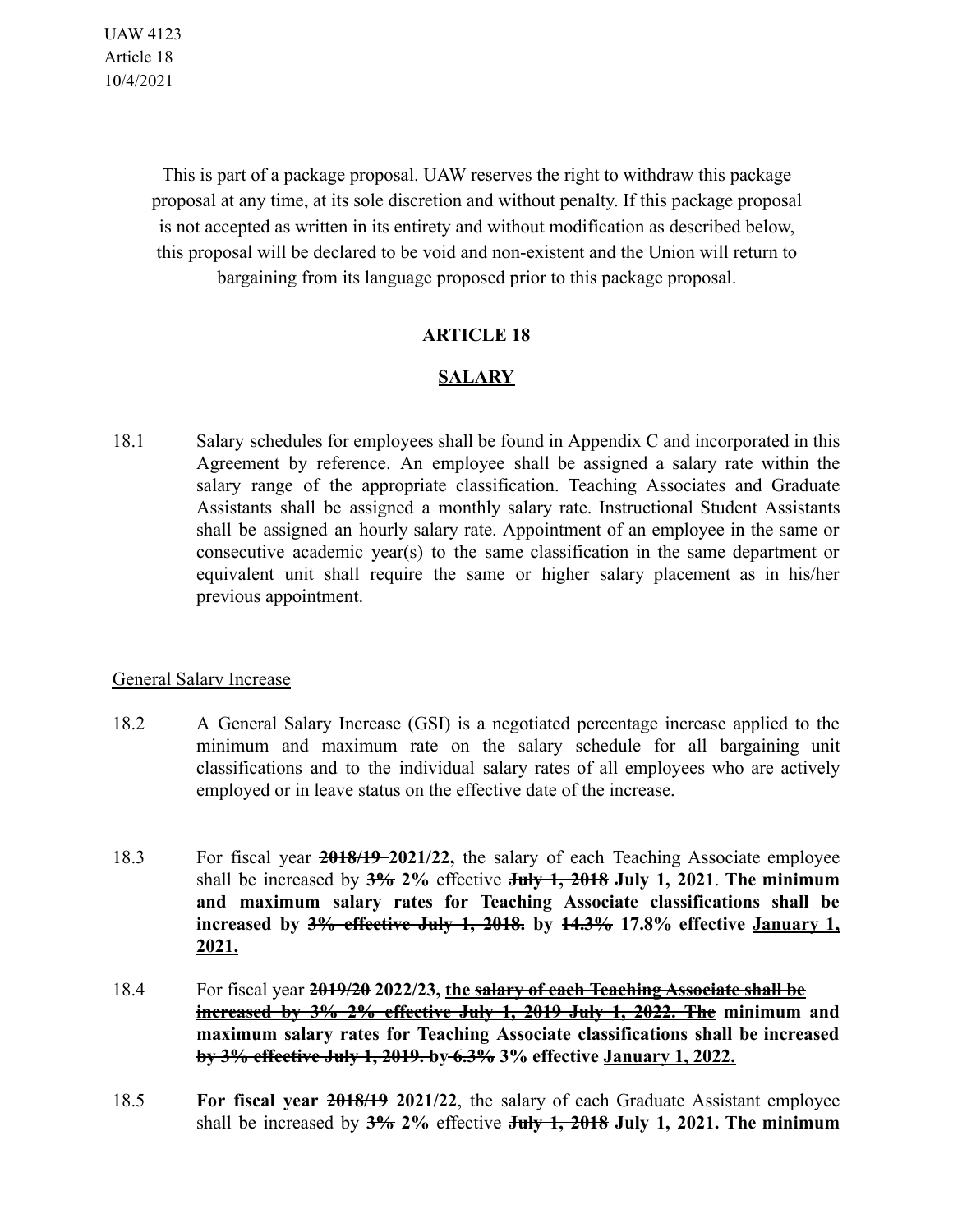UAW 4123
Article 18
10/4/2021

This is part of a package proposal. UAW reserves the right to withdraw this package proposal at any time, at its sole discretion and without penalty. If this package proposal is not accepted as written in its entirety and without modification as described below, this proposal will be declared to be void and non-existent and the Union will return to bargaining from its language proposed prior to this package proposal.

## ARTICLE 18

## <u>SALARY</u>

18.1 Salary schedules for employees shall be found in Appendix C and incorporated in this Agreement by reference. An employee shall be assigned a salary rate within the salary range of the appropriate classification. Teaching Associates and Graduate Assistants shall be assigned a monthly salary rate. Instructional Student Assistants shall be assigned an hourly salary rate. Appointment of an employee in the same or consecutive academic year(s) to the same classification in the same department or equivalent unit shall require the same or higher salary placement as in his/her previous appointment.

<u>General Salary Increase</u>

18.2 A General Salary Increase (GSI) is a negotiated percentage increase applied to the minimum and maximum rate on the salary schedule for all bargaining unit classifications and to the individual salary rates of all employees who are actively employed or in leave status on the effective date of the increase.

18.3 For fiscal year ~~**2018/19**~~ **2021/22,** the salary of each Teaching Associate employee shall be increased by ~~**3%**~~ **2%** effective ~~**July 1, 2018**~~ **July 1, 2021**. **The minimum and maximum salary rates for Teaching Associate classifications shall be increased by ~~3% effective July 1, 2018.~~ by ~~14.3%~~ 17.8% effective <u>January 1, 2021.</u>**

18.4 For fiscal year ~~**2019/20**~~ **2022/23,** ~~**<u>the salary of each Teaching Associate shall be increased by 3% 2% effective July 1, 2019 July 1, 2022. The</u>**~~ **minimum and maximum salary rates for Teaching Associate classifications shall be increased ~~by 3% effective July 1, 2019.~~ by ~~6.3%~~ 3% effective <u>January 1, 2022.</u>**

18.5 **For fiscal year ~~2018/19~~ 2021/22**, the salary of each Graduate Assistant employee shall be increased by ~~**3%**~~ **2%** effective ~~**July 1, 2018**~~ **July 1, 2021. The minimum**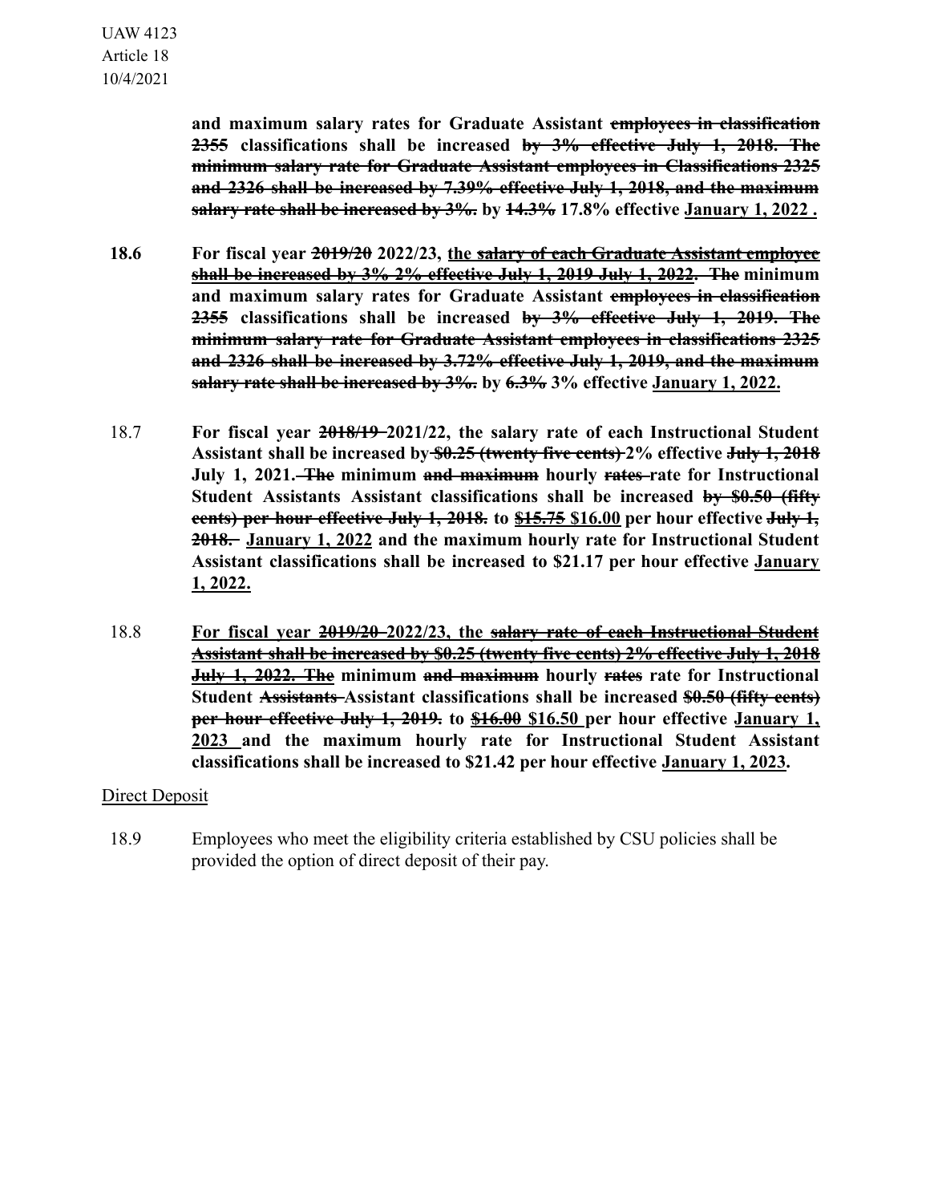**and maximum salary rates for Graduate Assistant ~~employees in classification 2355~~ classifications shall be increased ~~by 3% effective July 1, 2018. The minimum salary rate for Graduate Assistant employees in Classifications 2325 and 2326 shall be increased by 7.39% effective July 1, 2018, and the maximum salary rate shall be increased by 3%.~~ by ~~14.3%~~ 17.8% effective <u>January 1, 2022</u> .**

**18.6** **For fiscal year ~~2019/20~~ 2022/23, <u>the ~~salary of each Graduate Assistant employee shall be increased by 3% 2% effective July 1, 2019 July 1, 2022~~</u>. ~~The~~ minimum and maximum salary rates for Graduate Assistant ~~employees in classification 2355~~ classifications shall be increased ~~by 3% effective July 1, 2019. The minimum salary rate for Graduate Assistant employees in classifications 2325 and 2326 shall be increased by 3.72% effective July 1, 2019, and the maximum salary rate shall be increased by 3%.~~ by ~~6.3%~~ 3% effective <u>January 1, 2022.</u>**

18.7 **For fiscal year ~~2018/19~~ 2021/22, the salary rate of each Instructional Student Assistant shall be increased by ~~$0.25 (twenty five cents)~~ 2% effective ~~July 1, 2018~~ July 1, 2021. ~~The~~ minimum ~~and maximum~~ hourly ~~rates~~ rate for Instructional Student Assistants Assistant classifications shall be increased ~~by $0.50 (fifty cents) per hour effective July 1, 2018.~~ to <u>~~$15.75~~</u> <u>$16.00</u> per hour effective ~~July 1, 2018.~~ <u>January 1, 2022</u> and the maximum hourly rate for Instructional Student Assistant classifications shall be increased to $21.17 per hour effective <u>January 1, 2022.</u>**

18.8 **<u>For fiscal year ~~2019/20~~ 2022/23, the ~~salary rate of each Instructional Student Assistant shall be increased by $0.25 (twenty five cents) 2% effective July 1, 2018 July 1, 2022. The~~</u> minimum ~~and maximum~~ hourly ~~rates~~ rate for Instructional Student ~~Assistants~~ Assistant classifications shall be increased ~~$0.50 (fifty cents) per hour effective July 1, 2019.~~ to <u>~~$16.00~~</u> $16.50 per hour effective <u>January 1, 2023</u> and the maximum hourly rate for Instructional Student Assistant classifications shall be increased to $21.42 per hour effective <u>January 1, 2023</u>.**

<u>Direct Deposit</u>

18.9 Employees who meet the eligibility criteria established by CSU policies shall be provided the option of direct deposit of their pay.